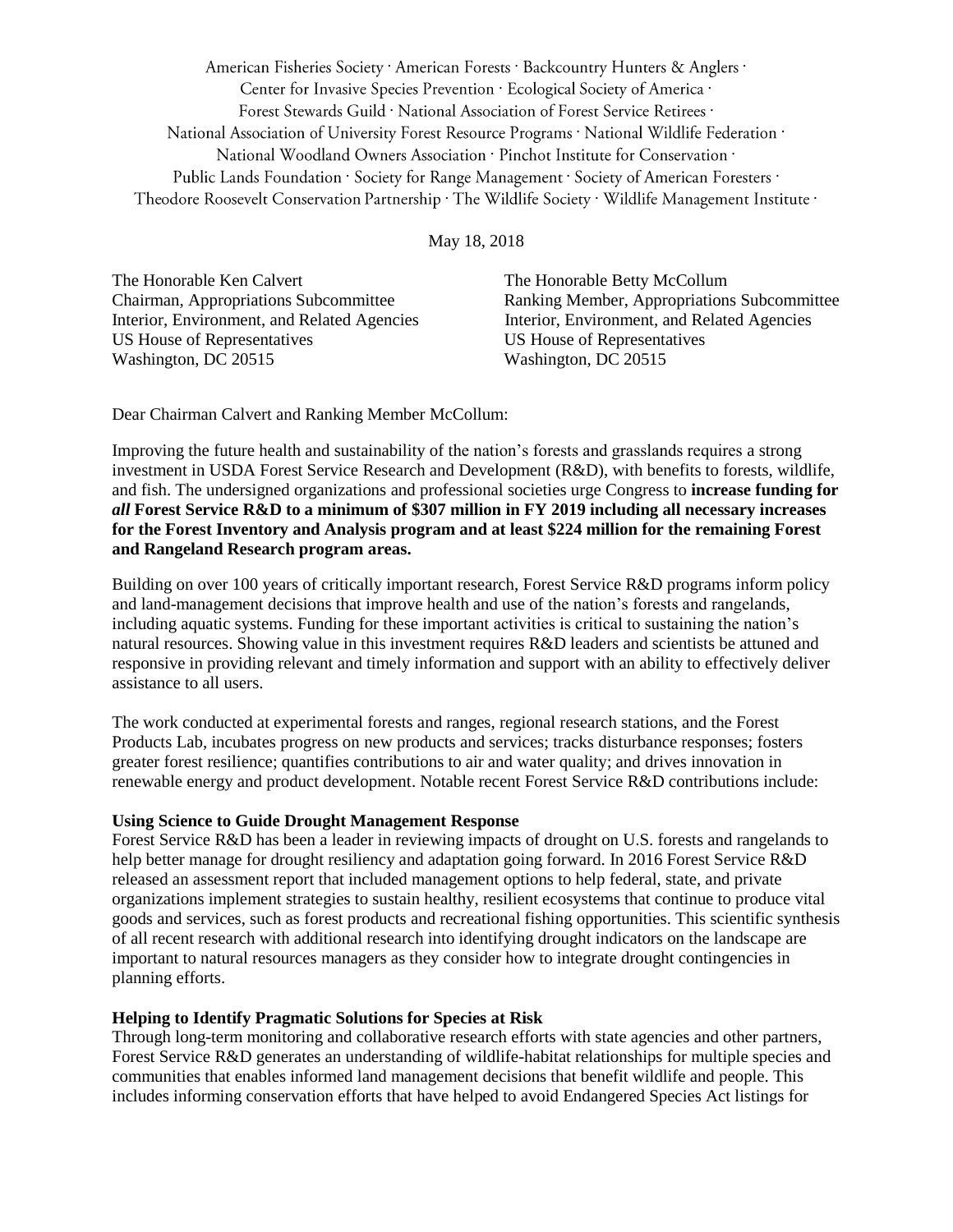American Fisheries Society · American Forests · Backcountry Hunters & Anglers ·
Center for Invasive Species Prevention · Ecological Society of America ·
Forest Stewards Guild · National Association of Forest Service Retirees ·
National Association of University Forest Resource Programs · National Wildlife Federation ·
National Woodland Owners Association · Pinchot Institute for Conservation ·
Public Lands Foundation · Society for Range Management · Society of American Foresters ·
Theodore Roosevelt Conservation Partnership · The Wildlife Society · Wildlife Management Institute ·

May 18, 2018

The Honorable Ken Calvert
Chairman, Appropriations Subcommittee
Interior, Environment, and Related Agencies
US House of Representatives
Washington, DC 20515

The Honorable Betty McCollum
Ranking Member, Appropriations Subcommittee
Interior, Environment, and Related Agencies
US House of Representatives
Washington, DC 20515

Dear Chairman Calvert and Ranking Member McCollum:

Improving the future health and sustainability of the nation's forests and grasslands requires a strong investment in USDA Forest Service Research and Development (R&D), with benefits to forests, wildlife, and fish. The undersigned organizations and professional societies urge Congress to **increase funding for *all* Forest Service R&D to a minimum of $307 million in FY 2019 including all necessary increases for the Forest Inventory and Analysis program and at least $224 million for the remaining Forest and Rangeland Research program areas.**

Building on over 100 years of critically important research, Forest Service R&D programs inform policy and land-management decisions that improve health and use of the nation's forests and rangelands, including aquatic systems. Funding for these important activities is critical to sustaining the nation's natural resources. Showing value in this investment requires R&D leaders and scientists be attuned and responsive in providing relevant and timely information and support with an ability to effectively deliver assistance to all users.

The work conducted at experimental forests and ranges, regional research stations, and the Forest Products Lab, incubates progress on new products and services; tracks disturbance responses; fosters greater forest resilience; quantifies contributions to air and water quality; and drives innovation in renewable energy and product development. Notable recent Forest Service R&D contributions include:

**Using Science to Guide Drought Management Response**
Forest Service R&D has been a leader in reviewing impacts of drought on U.S. forests and rangelands to help better manage for drought resiliency and adaptation going forward. In 2016 Forest Service R&D released an assessment report that included management options to help federal, state, and private organizations implement strategies to sustain healthy, resilient ecosystems that continue to produce vital goods and services, such as forest products and recreational fishing opportunities. This scientific synthesis of all recent research with additional research into identifying drought indicators on the landscape are important to natural resources managers as they consider how to integrate drought contingencies in planning efforts.

**Helping to Identify Pragmatic Solutions for Species at Risk**
Through long-term monitoring and collaborative research efforts with state agencies and other partners, Forest Service R&D generates an understanding of wildlife-habitat relationships for multiple species and communities that enables informed land management decisions that benefit wildlife and people. This includes informing conservation efforts that have helped to avoid Endangered Species Act listings for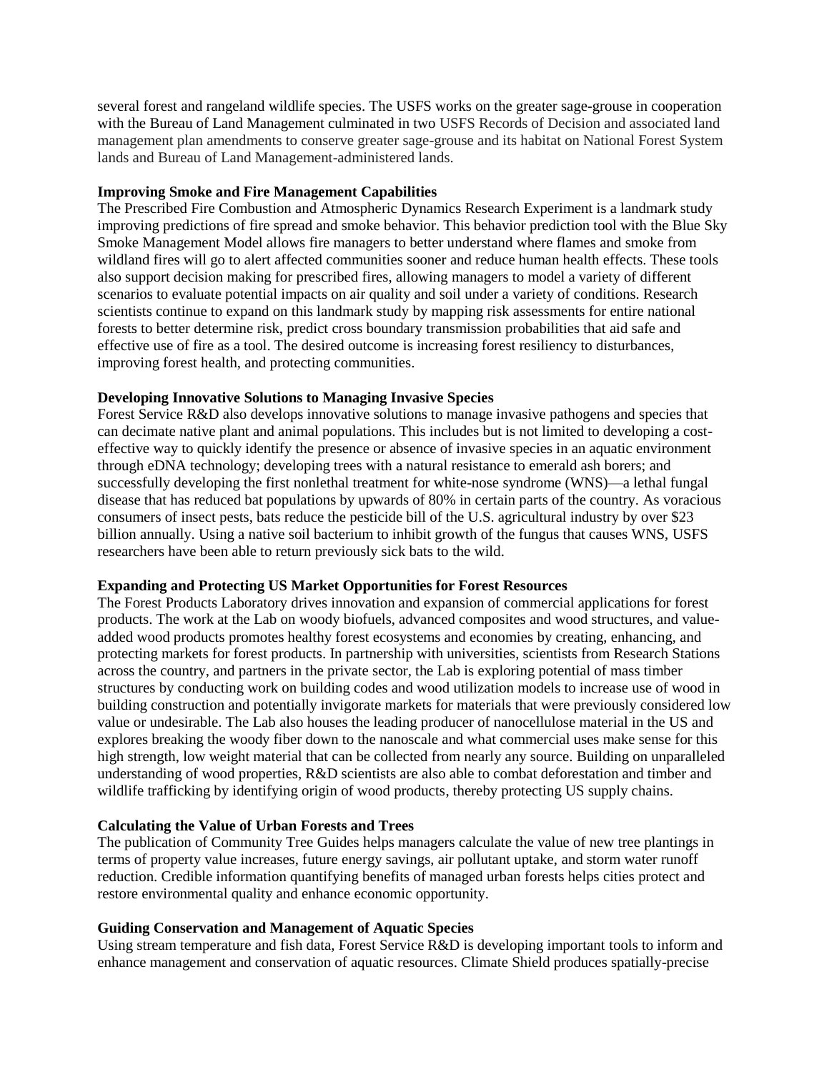several forest and rangeland wildlife species. The USFS works on the greater sage-grouse in cooperation with the Bureau of Land Management culminated in two USFS Records of Decision and associated land management plan amendments to conserve greater sage-grouse and its habitat on National Forest System lands and Bureau of Land Management-administered lands.

**Improving Smoke and Fire Management Capabilities**

The Prescribed Fire Combustion and Atmospheric Dynamics Research Experiment is a landmark study improving predictions of fire spread and smoke behavior. This behavior prediction tool with the Blue Sky Smoke Management Model allows fire managers to better understand where flames and smoke from wildland fires will go to alert affected communities sooner and reduce human health effects. These tools also support decision making for prescribed fires, allowing managers to model a variety of different scenarios to evaluate potential impacts on air quality and soil under a variety of conditions. Research scientists continue to expand on this landmark study by mapping risk assessments for entire national forests to better determine risk, predict cross boundary transmission probabilities that aid safe and effective use of fire as a tool. The desired outcome is increasing forest resiliency to disturbances, improving forest health, and protecting communities.

**Developing Innovative Solutions to Managing Invasive Species**

Forest Service R&D also develops innovative solutions to manage invasive pathogens and species that can decimate native plant and animal populations. This includes but is not limited to developing a cost-effective way to quickly identify the presence or absence of invasive species in an aquatic environment through eDNA technology; developing trees with a natural resistance to emerald ash borers; and successfully developing the first nonlethal treatment for white-nose syndrome (WNS)—a lethal fungal disease that has reduced bat populations by upwards of 80% in certain parts of the country. As voracious consumers of insect pests, bats reduce the pesticide bill of the U.S. agricultural industry by over $23 billion annually. Using a native soil bacterium to inhibit growth of the fungus that causes WNS, USFS researchers have been able to return previously sick bats to the wild.

**Expanding and Protecting US Market Opportunities for Forest Resources**

The Forest Products Laboratory drives innovation and expansion of commercial applications for forest products. The work at the Lab on woody biofuels, advanced composites and wood structures, and value-added wood products promotes healthy forest ecosystems and economies by creating, enhancing, and protecting markets for forest products. In partnership with universities, scientists from Research Stations across the country, and partners in the private sector, the Lab is exploring potential of mass timber structures by conducting work on building codes and wood utilization models to increase use of wood in building construction and potentially invigorate markets for materials that were previously considered low value or undesirable. The Lab also houses the leading producer of nanocellulose material in the US and explores breaking the woody fiber down to the nanoscale and what commercial uses make sense for this high strength, low weight material that can be collected from nearly any source. Building on unparalleled understanding of wood properties, R&D scientists are also able to combat deforestation and timber and wildlife trafficking by identifying origin of wood products, thereby protecting US supply chains.

**Calculating the Value of Urban Forests and Trees**

The publication of Community Tree Guides helps managers calculate the value of new tree plantings in terms of property value increases, future energy savings, air pollutant uptake, and storm water runoff reduction. Credible information quantifying benefits of managed urban forests helps cities protect and restore environmental quality and enhance economic opportunity.

**Guiding Conservation and Management of Aquatic Species**

Using stream temperature and fish data, Forest Service R&D is developing important tools to inform and enhance management and conservation of aquatic resources. Climate Shield produces spatially-precise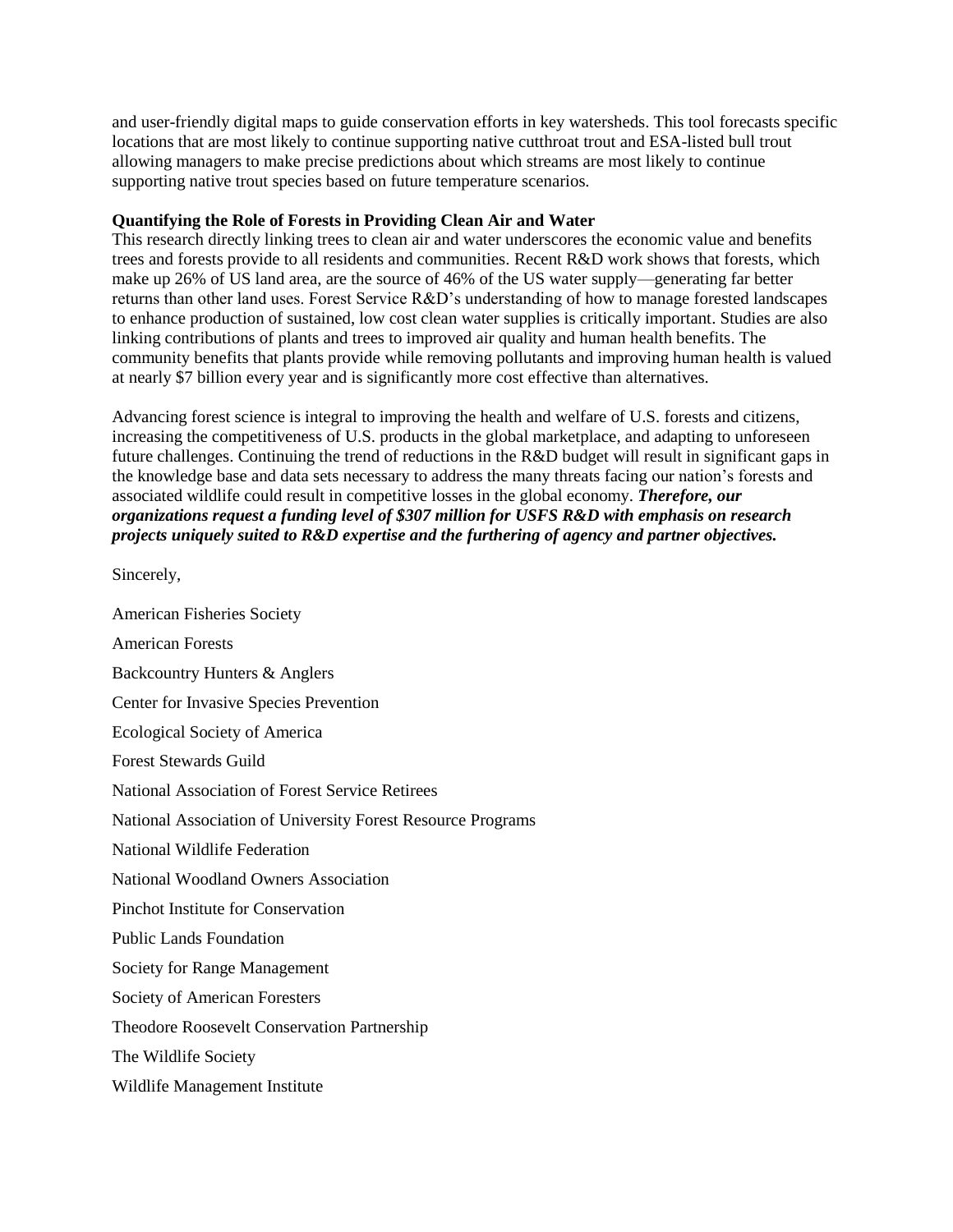and user-friendly digital maps to guide conservation efforts in key watersheds. This tool forecasts specific locations that are most likely to continue supporting native cutthroat trout and ESA-listed bull trout allowing managers to make precise predictions about which streams are most likely to continue supporting native trout species based on future temperature scenarios.

**Quantifying the Role of Forests in Providing Clean Air and Water**

This research directly linking trees to clean air and water underscores the economic value and benefits trees and forests provide to all residents and communities. Recent R&D work shows that forests, which make up 26% of US land area, are the source of 46% of the US water supply—generating far better returns than other land uses. Forest Service R&D's understanding of how to manage forested landscapes to enhance production of sustained, low cost clean water supplies is critically important. Studies are also linking contributions of plants and trees to improved air quality and human health benefits. The community benefits that plants provide while removing pollutants and improving human health is valued at nearly $7 billion every year and is significantly more cost effective than alternatives.

Advancing forest science is integral to improving the health and welfare of U.S. forests and citizens, increasing the competitiveness of U.S. products in the global marketplace, and adapting to unforeseen future challenges. Continuing the trend of reductions in the R&D budget will result in significant gaps in the knowledge base and data sets necessary to address the many threats facing our nation's forests and associated wildlife could result in competitive losses in the global economy. ***Therefore, our organizations request a funding level of $307 million for USFS R&D with emphasis on research projects uniquely suited to R&D expertise and the furthering of agency and partner objectives.***

Sincerely,

American Fisheries Society

American Forests

Backcountry Hunters & Anglers

Center for Invasive Species Prevention

Ecological Society of America

Forest Stewards Guild

National Association of Forest Service Retirees

National Association of University Forest Resource Programs

National Wildlife Federation

National Woodland Owners Association

Pinchot Institute for Conservation

Public Lands Foundation

Society for Range Management

Society of American Foresters

Theodore Roosevelt Conservation Partnership

The Wildlife Society

Wildlife Management Institute